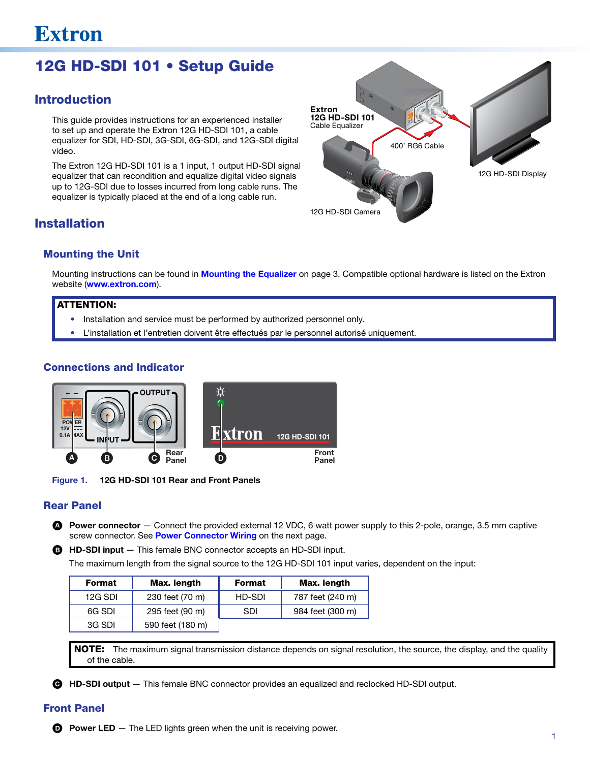Extron

# 12G HD-SDI 101 • Setup Guide

## Introduction

This guide provides instructions for an experienced installer to set up and operate the Extron 12G HD-SDI 101, a cable equalizer for SDI, HD-SDI, 3G-SDI, 6G-SDI, and 12G-SDI digital video.

The Extron 12G HD-SDI 101 is a 1 input, 1 output HD-SDI signal equalizer that can recondition and equalize digital video signals up to 12G-SDI due to losses incurred from long cable runs. The equalizer is typically placed at the end of a long cable run.

## Installation

### Mounting the Unit

Mounting instructions can be found in **Mounting the Equalizer** on page 3. Compatible optional hardware is listed on the Extron website (**www.extron.com**).

**ATTENTION:**

- Installation and service must be performed by authorized personnel only.
- L'installation et l'entretien doivent être effectués par le personnel autorisé uniquement.

### Connections and Indicator

Figure 1. **12G HD-SDI 101 Rear and Front Panels**

### Rear Panel

**A** **Power connector** — Connect the provided external 12 VDC, 6 watt power supply to this 2-pole, orange, 3.5 mm captive screw connector. See **Power Connector Wiring** on the next page.

**B** **HD-SDI input** — This female BNC connector accepts an HD-SDI input.

The maximum length from the signal source to the 12G HD-SDI 101 input varies, dependent on the input:

| Format | Max. length | Format | Max. length |
|---|---|---|---|
| 12G SDI | 230 feet (70 m) | HD-SDI | 787 feet (240 m) |
| 6G SDI | 295 feet (90 m) | SDI | 984 feet (300 m) |
| 3G SDI | 590 feet (180 m) | | |

**NOTE:** The maximum signal transmission distance depends on signal resolution, the source, the display, and the quality of the cable.

**C** **HD-SDI output** — This female BNC connector provides an equalized and reclocked HD-SDI output.

### Front Panel

**D** **Power LED** — The LED lights green when the unit is receiving power.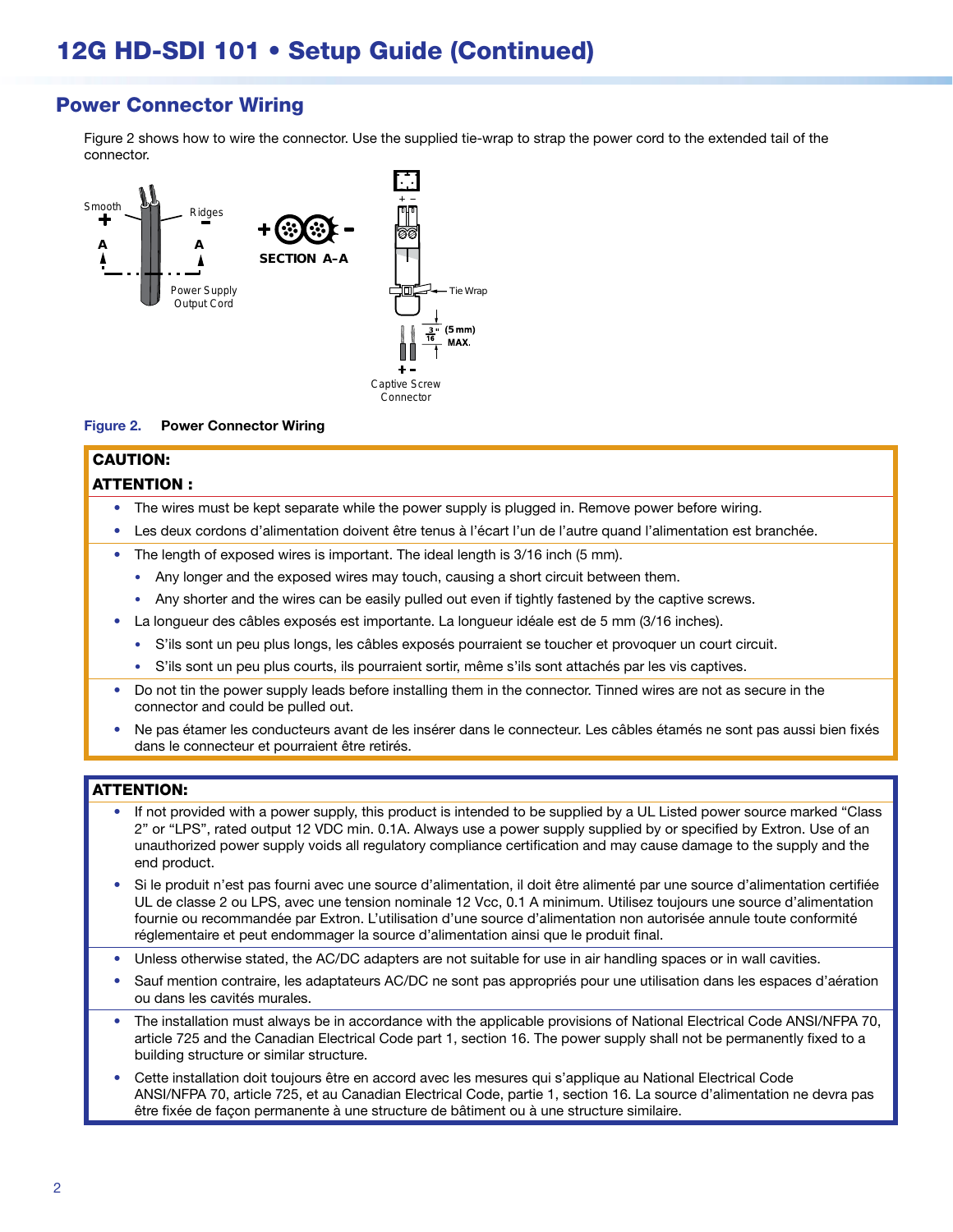## Power Connector Wiring

Figure 2 shows how to wire the connector. Use the supplied tie-wrap to strap the power cord to the extended tail of the connector.

Smooth + Ridges − A A Power Supply Output Cord

+ − SECTION A–A

Tie Wrap

3/16" (5 mm) MAX.

Captive Screw Connector

**Figure 2. Power Connector Wiring**

**CAUTION:**

**ATTENTION :**

- The wires must be kept separate while the power supply is plugged in. Remove power before wiring.
- Les deux cordons d'alimentation doivent être tenus à l'écart l'un de l'autre quand l'alimentation est branchée.
- The length of exposed wires is important. The ideal length is 3/16 inch (5 mm).
  - Any longer and the exposed wires may touch, causing a short circuit between them.
  - Any shorter and the wires can be easily pulled out even if tightly fastened by the captive screws.
- La longueur des câbles exposés est importante. La longueur idéale est de 5 mm (3/16 inches).
  - S'ils sont un peu plus longs, les câbles exposés pourraient se toucher et provoquer un court circuit.
  - S'ils sont un peu plus courts, ils pourraient sortir, même s'ils sont attachés par les vis captives.
- Do not tin the power supply leads before installing them in the connector. Tinned wires are not as secure in the connector and could be pulled out.
- Ne pas étamer les conducteurs avant de les insérer dans le connecteur. Les câbles étamés ne sont pas aussi bien fixés dans le connecteur et pourraient être retirés.

**ATTENTION:**

- If not provided with a power supply, this product is intended to be supplied by a UL Listed power source marked "Class 2" or "LPS", rated output 12 VDC min. 0.1A. Always use a power supply supplied by or specified by Extron. Use of an unauthorized power supply voids all regulatory compliance certification and may cause damage to the supply and the end product.
- Si le produit n'est pas fourni avec une source d'alimentation, il doit être alimenté par une source d'alimentation certifiée UL de classe 2 ou LPS, avec une tension nominale 12 Vcc, 0.1 A minimum. Utilisez toujours une source d'alimentation fournie ou recommandée par Extron. L'utilisation d'une source d'alimentation non autorisée annule toute conformité réglementaire et peut endommager la source d'alimentation ainsi que le produit final.
- Unless otherwise stated, the AC/DC adapters are not suitable for use in air handling spaces or in wall cavities.
- Sauf mention contraire, les adaptateurs AC/DC ne sont pas appropriés pour une utilisation dans les espaces d'aération ou dans les cavités murales.
- The installation must always be in accordance with the applicable provisions of National Electrical Code ANSI/NFPA 70, article 725 and the Canadian Electrical Code part 1, section 16. The power supply shall not be permanently fixed to a building structure or similar structure.
- Cette installation doit toujours être en accord avec les mesures qui s'applique au National Electrical Code ANSI/NFPA 70, article 725, et au Canadian Electrical Code, partie 1, section 16. La source d'alimentation ne devra pas être fixée de façon permanente à une structure de bâtiment ou à une structure similaire.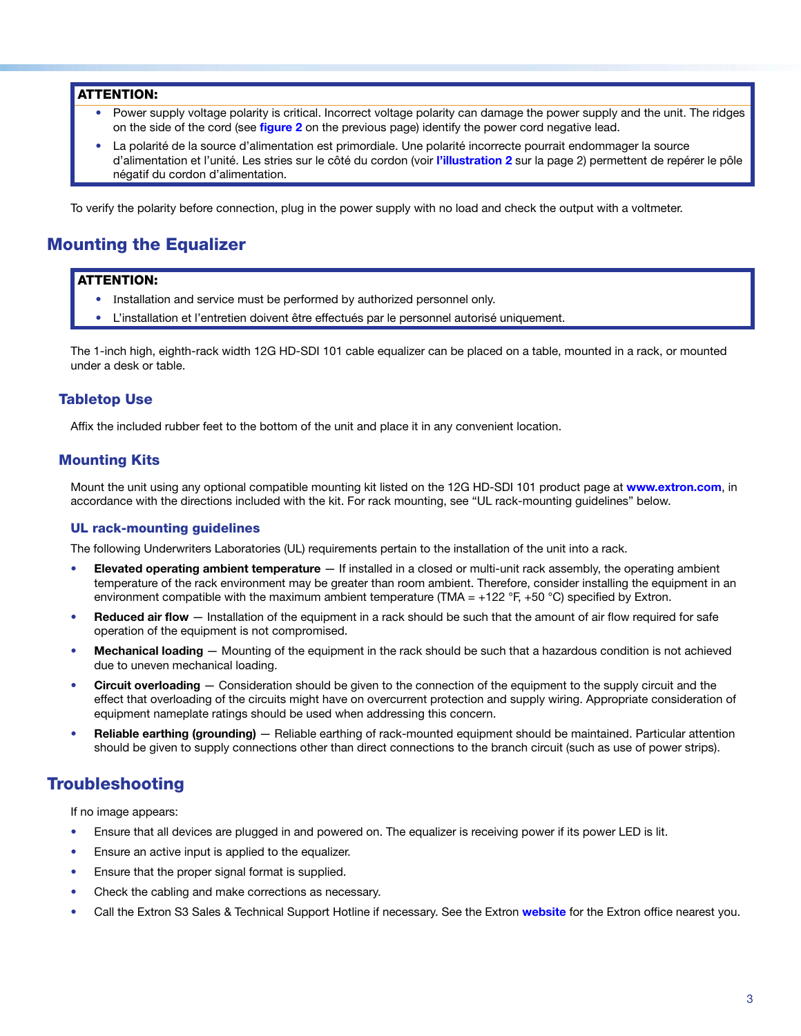**ATTENTION:**

- Power supply voltage polarity is critical. Incorrect voltage polarity can damage the power supply and the unit. The ridges on the side of the cord (see **figure 2** on the previous page) identify the power cord negative lead.
- La polarité de la source d'alimentation est primordiale. Une polarité incorrecte pourrait endommager la source d'alimentation et l'unité. Les stries sur le côté du cordon (voir **l'illustration 2** sur la page 2) permettent de repérer le pôle négatif du cordon d'alimentation.

To verify the polarity before connection, plug in the power supply with no load and check the output with a voltmeter.

## Mounting the Equalizer

**ATTENTION:**

- Installation and service must be performed by authorized personnel only.
- L'installation et l'entretien doivent être effectués par le personnel autorisé uniquement.

The 1-inch high, eighth-rack width 12G HD-SDI 101 cable equalizer can be placed on a table, mounted in a rack, or mounted under a desk or table.

### Tabletop Use

Affix the included rubber feet to the bottom of the unit and place it in any convenient location.

### Mounting Kits

Mount the unit using any optional compatible mounting kit listed on the 12G HD-SDI 101 product page at **www.extron.com**, in accordance with the directions included with the kit. For rack mounting, see "UL rack-mounting guidelines" below.

#### UL rack-mounting guidelines

The following Underwriters Laboratories (UL) requirements pertain to the installation of the unit into a rack.

- **Elevated operating ambient temperature** — If installed in a closed or multi-unit rack assembly, the operating ambient temperature of the rack environment may be greater than room ambient. Therefore, consider installing the equipment in an environment compatible with the maximum ambient temperature (TMA = +122 °F, +50 °C) specified by Extron.
- **Reduced air flow** — Installation of the equipment in a rack should be such that the amount of air flow required for safe operation of the equipment is not compromised.
- **Mechanical loading** — Mounting of the equipment in the rack should be such that a hazardous condition is not achieved due to uneven mechanical loading.
- **Circuit overloading** — Consideration should be given to the connection of the equipment to the supply circuit and the effect that overloading of the circuits might have on overcurrent protection and supply wiring. Appropriate consideration of equipment nameplate ratings should be used when addressing this concern.
- **Reliable earthing (grounding)** — Reliable earthing of rack-mounted equipment should be maintained. Particular attention should be given to supply connections other than direct connections to the branch circuit (such as use of power strips).

## Troubleshooting

If no image appears:

- Ensure that all devices are plugged in and powered on. The equalizer is receiving power if its power LED is lit.
- Ensure an active input is applied to the equalizer.
- Ensure that the proper signal format is supplied.
- Check the cabling and make corrections as necessary.
- Call the Extron S3 Sales & Technical Support Hotline if necessary. See the Extron **website** for the Extron office nearest you.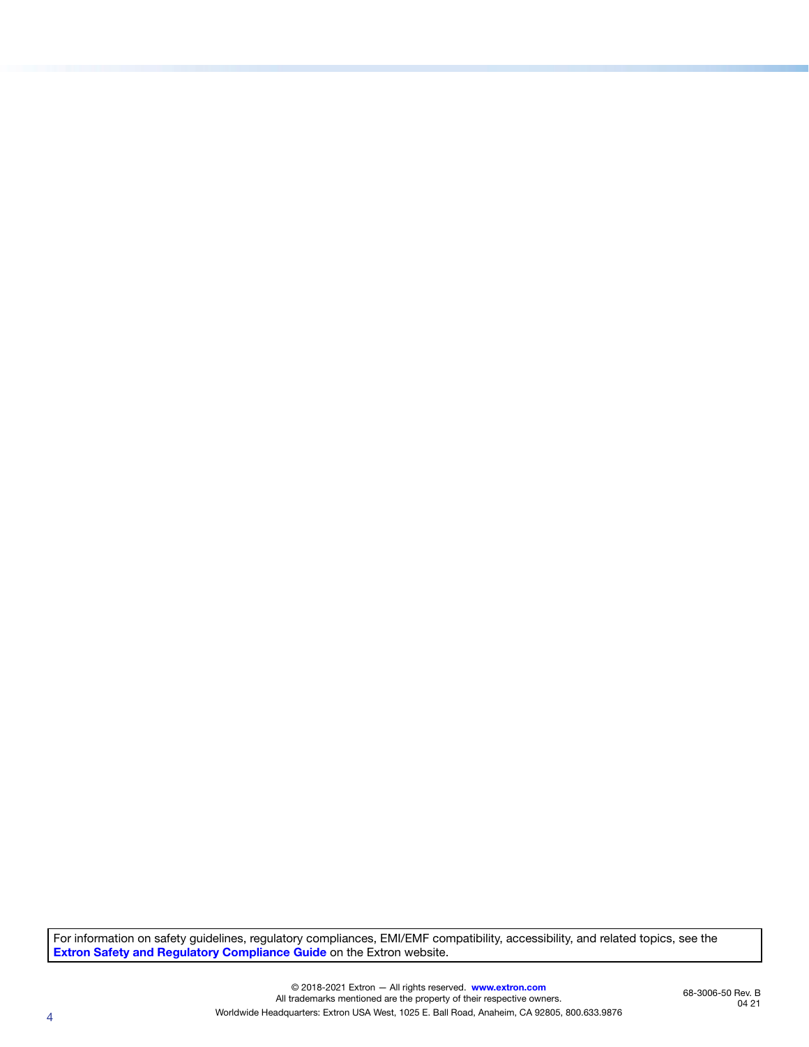For information on safety guidelines, regulatory compliances, EMI/EMF compatibility, accessibility, and related topics, see the **Extron Safety and Regulatory Compliance Guide** on the Extron website.

© 2018-2021 Extron — All rights reserved. **www.extron.com**
All trademarks mentioned are the property of their respective owners.
Worldwide Headquarters: Extron USA West, 1025 E. Ball Road, Anaheim, CA 92805, 800.633.9876

68-3006-50 Rev. B
04 21